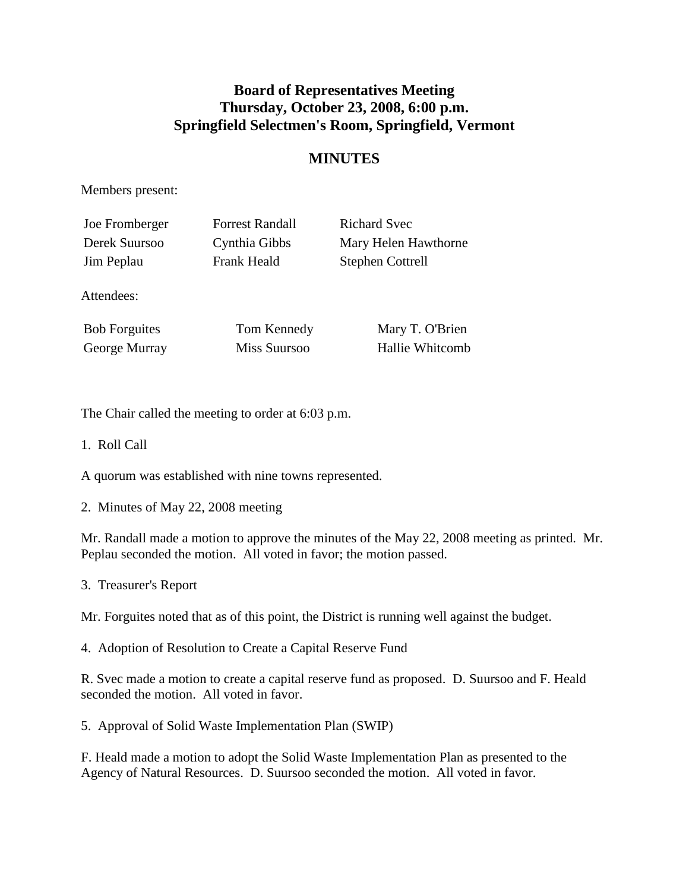# Board of Representatives Meeting
## Thursday, October 23, 2008, 6:00 p.m.
## Springfield Selectmen's Room, Springfield, Vermont

## MINUTES

Members present:

| | | |
|---|---|---|
| Joe Fromberger | Forrest Randall | Richard Svec |
| Derek Suursoo | Cynthia Gibbs | Mary Helen Hawthorne |
| Jim Peplau | Frank Heald | Stephen Cottrell |

Attendees:

| | | |
|---|---|---|
| Bob Forguites | Tom Kennedy | Mary T. O'Brien |
| George Murray | Miss Suursoo | Hallie Whitcomb |

The Chair called the meeting to order at 6:03 p.m.

1. Roll Call

A quorum was established with nine towns represented.

2. Minutes of May 22, 2008 meeting

Mr. Randall made a motion to approve the minutes of the May 22, 2008 meeting as printed. Mr. Peplau seconded the motion. All voted in favor; the motion passed.

3. Treasurer's Report

Mr. Forguites noted that as of this point, the District is running well against the budget.

4. Adoption of Resolution to Create a Capital Reserve Fund

R. Svec made a motion to create a capital reserve fund as proposed. D. Suursoo and F. Heald seconded the motion. All voted in favor.

5. Approval of Solid Waste Implementation Plan (SWIP)

F. Heald made a motion to adopt the Solid Waste Implementation Plan as presented to the Agency of Natural Resources. D. Suursoo seconded the motion. All voted in favor.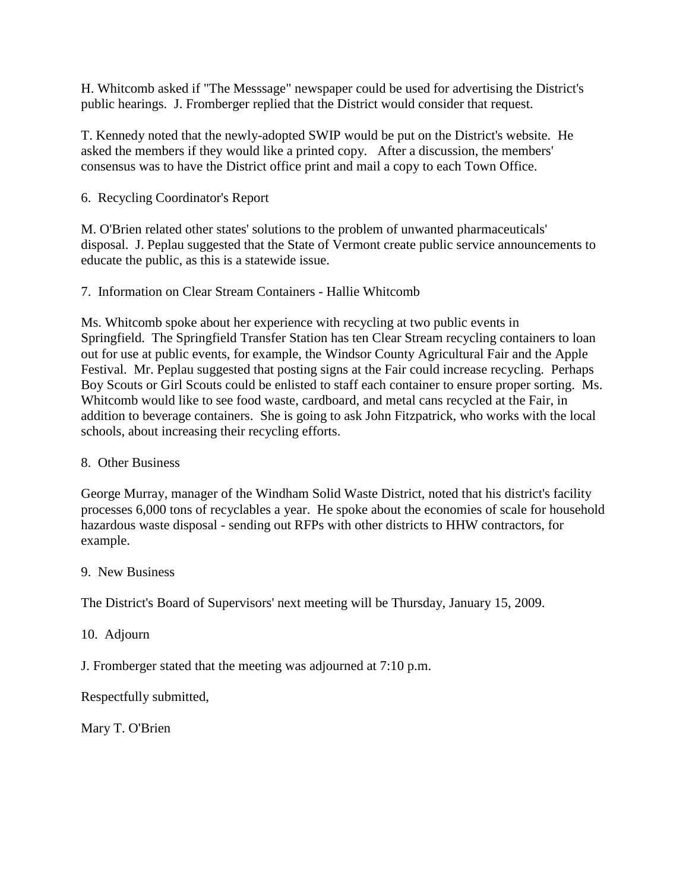H. Whitcomb asked if "The Messsage" newspaper could be used for advertising the District's public hearings. J. Fromberger replied that the District would consider that request.

T. Kennedy noted that the newly-adopted SWIP would be put on the District's website. He asked the members if they would like a printed copy. After a discussion, the members' consensus was to have the District office print and mail a copy to each Town Office.

6. Recycling Coordinator's Report

M. O'Brien related other states' solutions to the problem of unwanted pharmaceuticals' disposal. J. Peplau suggested that the State of Vermont create public service announcements to educate the public, as this is a statewide issue.

7. Information on Clear Stream Containers - Hallie Whitcomb

Ms. Whitcomb spoke about her experience with recycling at two public events in Springfield. The Springfield Transfer Station has ten Clear Stream recycling containers to loan out for use at public events, for example, the Windsor County Agricultural Fair and the Apple Festival. Mr. Peplau suggested that posting signs at the Fair could increase recycling. Perhaps Boy Scouts or Girl Scouts could be enlisted to staff each container to ensure proper sorting. Ms. Whitcomb would like to see food waste, cardboard, and metal cans recycled at the Fair, in addition to beverage containers. She is going to ask John Fitzpatrick, who works with the local schools, about increasing their recycling efforts.

8. Other Business

George Murray, manager of the Windham Solid Waste District, noted that his district's facility processes 6,000 tons of recyclables a year. He spoke about the economies of scale for household hazardous waste disposal - sending out RFPs with other districts to HHW contractors, for example.

9. New Business

The District's Board of Supervisors' next meeting will be Thursday, January 15, 2009.

10. Adjourn

J. Fromberger stated that the meeting was adjourned at 7:10 p.m.

Respectfully submitted,

Mary T. O'Brien